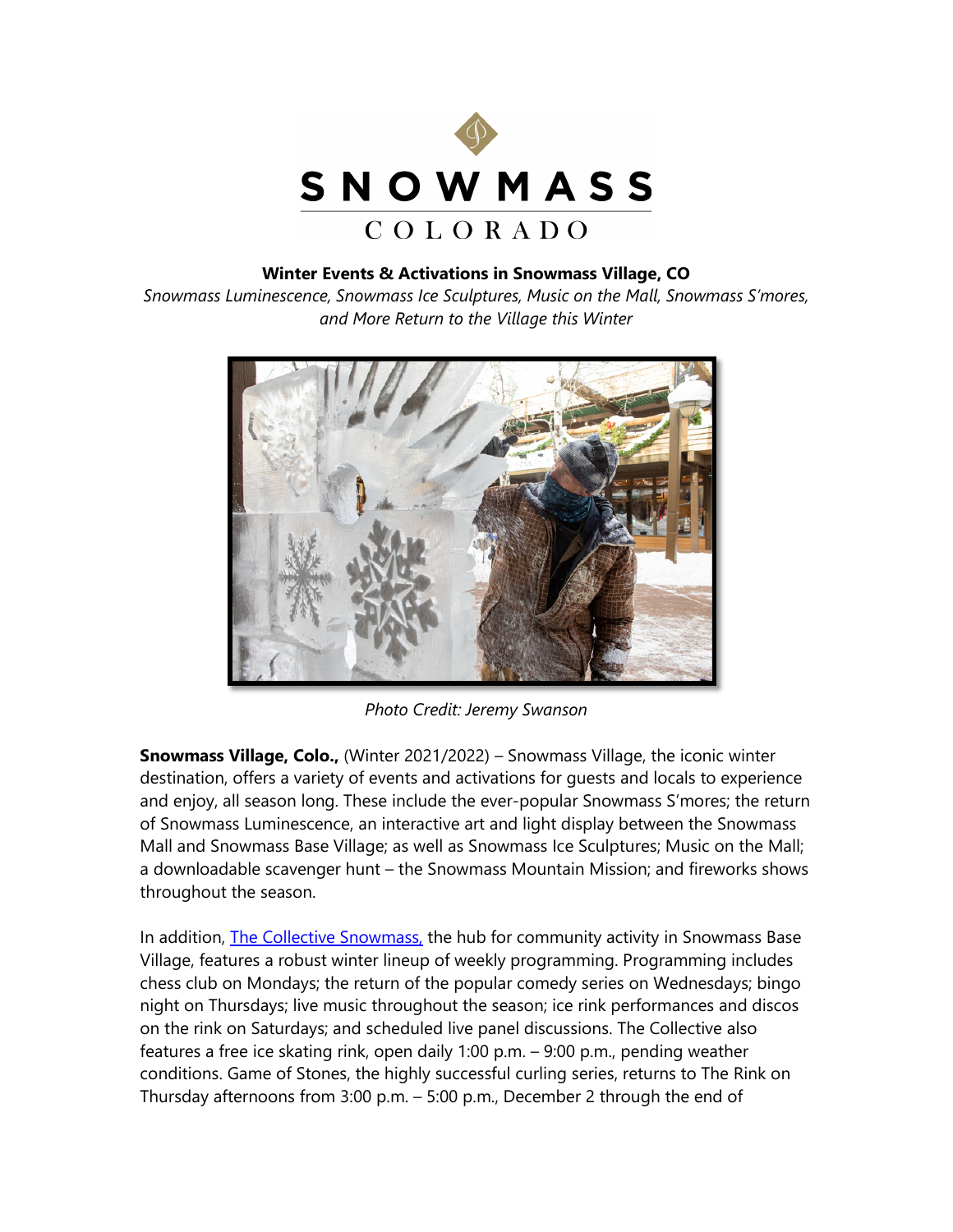**Winter Events & Activations in Snowmass Village, CO**

*Snowmass Luminescence, Snowmass Ice Sculptures, Music on the Mall, Snowmass S'mores, and More Return to the Village this Winter*

*Photo Credit: Jeremy Swanson*

**Snowmass Village, Colo.,** (Winter 2021/2022) – Snowmass Village, the iconic winter destination, offers a variety of events and activations for guests and locals to experience and enjoy, all season long. These include the ever-popular Snowmass S'mores; the return of Snowmass Luminescence, an interactive art and light display between the Snowmass Mall and Snowmass Base Village; as well as Snowmass Ice Sculptures; Music on the Mall; a downloadable scavenger hunt – the Snowmass Mountain Mission; and fireworks shows throughout the season.

In addition, [The Collective Snowmass,](The Collective Snowmass) the hub for community activity in Snowmass Base Village, features a robust winter lineup of weekly programming. Programming includes chess club on Mondays; the return of the popular comedy series on Wednesdays; bingo night on Thursdays; live music throughout the season; ice rink performances and discos on the rink on Saturdays; and scheduled live panel discussions. The Collective also features a free ice skating rink, open daily 1:00 p.m. – 9:00 p.m., pending weather conditions. Game of Stones, the highly successful curling series, returns to The Rink on Thursday afternoons from 3:00 p.m. – 5:00 p.m., December 2 through the end of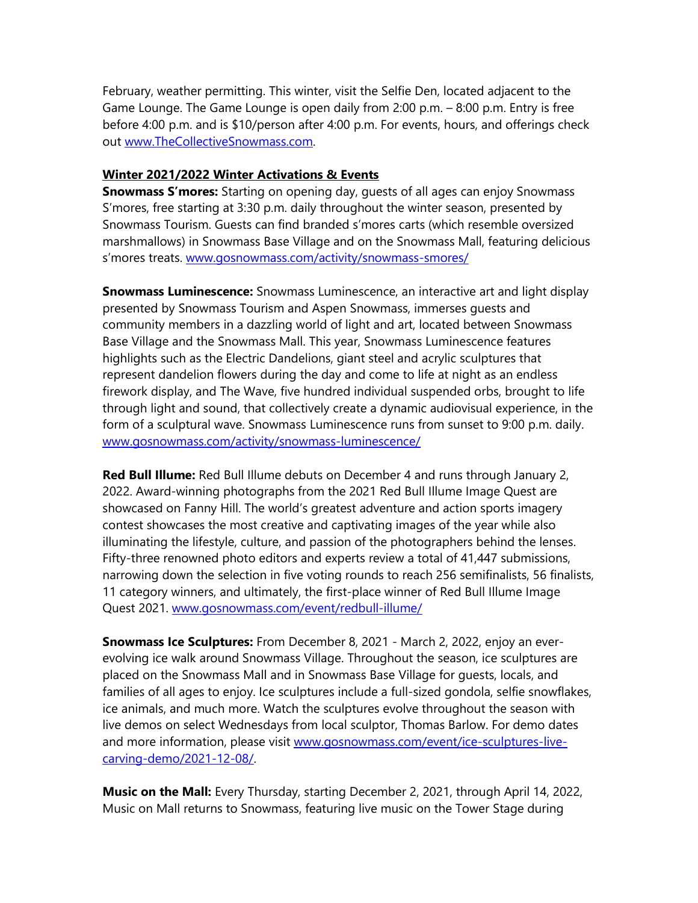February, weather permitting. This winter, visit the Selfie Den, located adjacent to the Game Lounge. The Game Lounge is open daily from 2:00 p.m. – 8:00 p.m. Entry is free before 4:00 p.m. and is $10/person after 4:00 p.m. For events, hours, and offerings check out [www.TheCollectiveSnowmass.com](www.TheCollectiveSnowmass.com).

## Winter 2021/2022 Winter Activations & Events

**Snowmass S'mores:** Starting on opening day, guests of all ages can enjoy Snowmass S'mores, free starting at 3:30 p.m. daily throughout the winter season, presented by Snowmass Tourism. Guests can find branded s'mores carts (which resemble oversized marshmallows) in Snowmass Base Village and on the Snowmass Mall, featuring delicious s'mores treats. [www.gosnowmass.com/activity/snowmass-smores/](www.gosnowmass.com/activity/snowmass-smores/)

**Snowmass Luminescence:** Snowmass Luminescence, an interactive art and light display presented by Snowmass Tourism and Aspen Snowmass, immerses guests and community members in a dazzling world of light and art, located between Snowmass Base Village and the Snowmass Mall. This year, Snowmass Luminescence features highlights such as the Electric Dandelions, giant steel and acrylic sculptures that represent dandelion flowers during the day and come to life at night as an endless firework display, and The Wave, five hundred individual suspended orbs, brought to life through light and sound, that collectively create a dynamic audiovisual experience, in the form of a sculptural wave. Snowmass Luminescence runs from sunset to 9:00 p.m. daily. [www.gosnowmass.com/activity/snowmass-luminescence/](www.gosnowmass.com/activity/snowmass-luminescence/)

**Red Bull Illume:** Red Bull Illume debuts on December 4 and runs through January 2, 2022. Award-winning photographs from the 2021 Red Bull Illume Image Quest are showcased on Fanny Hill. The world's greatest adventure and action sports imagery contest showcases the most creative and captivating images of the year while also illuminating the lifestyle, culture, and passion of the photographers behind the lenses. Fifty-three renowned photo editors and experts review a total of 41,447 submissions, narrowing down the selection in five voting rounds to reach 256 semifinalists, 56 finalists, 11 category winners, and ultimately, the first-place winner of Red Bull Illume Image Quest 2021. [www.gosnowmass.com/event/redbull-illume/](www.gosnowmass.com/event/redbull-illume/)

**Snowmass Ice Sculptures:** From December 8, 2021 - March 2, 2022, enjoy an ever-evolving ice walk around Snowmass Village. Throughout the season, ice sculptures are placed on the Snowmass Mall and in Snowmass Base Village for guests, locals, and families of all ages to enjoy. Ice sculptures include a full-sized gondola, selfie snowflakes, ice animals, and much more. Watch the sculptures evolve throughout the season with live demos on select Wednesdays from local sculptor, Thomas Barlow. For demo dates and more information, please visit [www.gosnowmass.com/event/ice-sculptures-live-carving-demo/2021-12-08/](www.gosnowmass.com/event/ice-sculptures-live-carving-demo/2021-12-08/).

**Music on the Mall:** Every Thursday, starting December 2, 2021, through April 14, 2022, Music on Mall returns to Snowmass, featuring live music on the Tower Stage during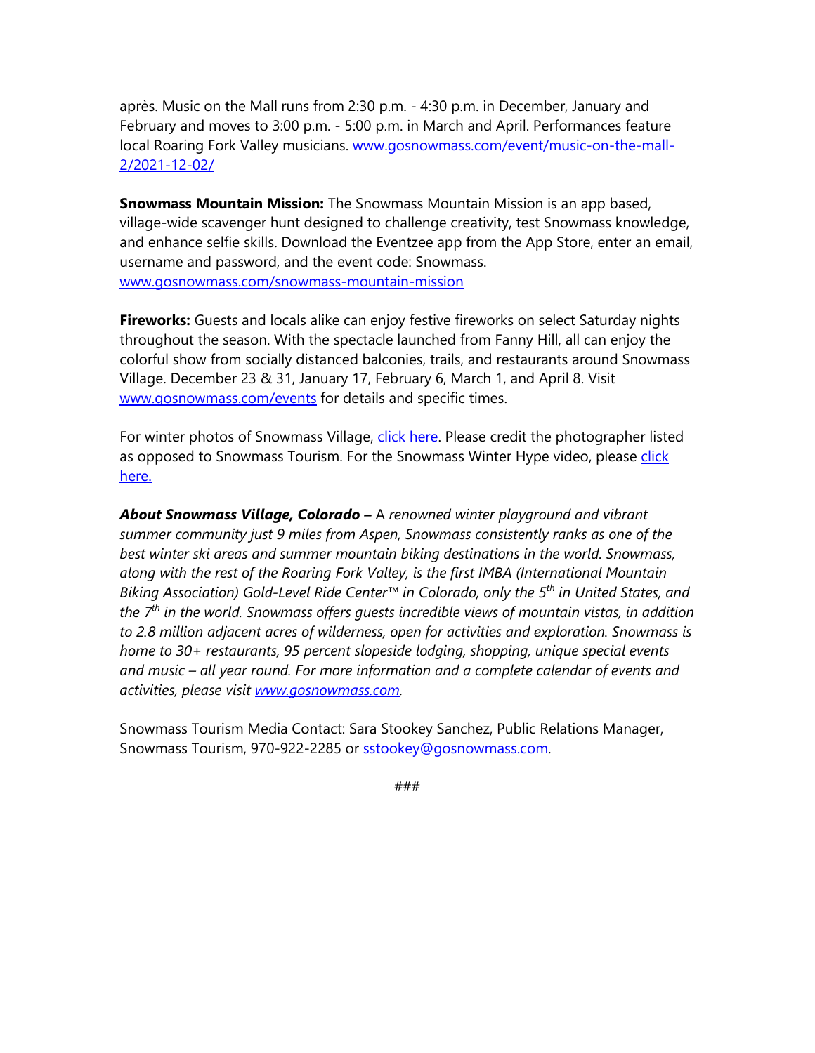après. Music on the Mall runs from 2:30 p.m. - 4:30 p.m. in December, January and February and moves to 3:00 p.m. - 5:00 p.m. in March and April. Performances feature local Roaring Fork Valley musicians. www.gosnowmass.com/event/music-on-the-mall-2/2021-12-02/

**Snowmass Mountain Mission:** The Snowmass Mountain Mission is an app based, village-wide scavenger hunt designed to challenge creativity, test Snowmass knowledge, and enhance selfie skills. Download the Eventzee app from the App Store, enter an email, username and password, and the event code: Snowmass. www.gosnowmass.com/snowmass-mountain-mission

**Fireworks:** Guests and locals alike can enjoy festive fireworks on select Saturday nights throughout the season. With the spectacle launched from Fanny Hill, all can enjoy the colorful show from socially distanced balconies, trails, and restaurants around Snowmass Village. December 23 & 31, January 17, February 6, March 1, and April 8. Visit www.gosnowmass.com/events for details and specific times.

For winter photos of Snowmass Village, click here. Please credit the photographer listed as opposed to Snowmass Tourism. For the Snowmass Winter Hype video, please click here.

***About Snowmass Village, Colorado –*** A *renowned winter playground and vibrant summer community just 9 miles from Aspen, Snowmass consistently ranks as one of the best winter ski areas and summer mountain biking destinations in the world. Snowmass, along with the rest of the Roaring Fork Valley, is the first IMBA (International Mountain Biking Association) Gold-Level Ride Center™ in Colorado, only the 5th in United States, and the 7th in the world. Snowmass offers guests incredible views of mountain vistas, in addition to 2.8 million adjacent acres of wilderness, open for activities and exploration. Snowmass is home to 30+ restaurants, 95 percent slopeside lodging, shopping, unique special events and music – all year round. For more information and a complete calendar of events and activities, please visit www.gosnowmass.com.*

Snowmass Tourism Media Contact: Sara Stookey Sanchez, Public Relations Manager, Snowmass Tourism, 970-922-2285 or sstookey@gosnowmass.com.

###